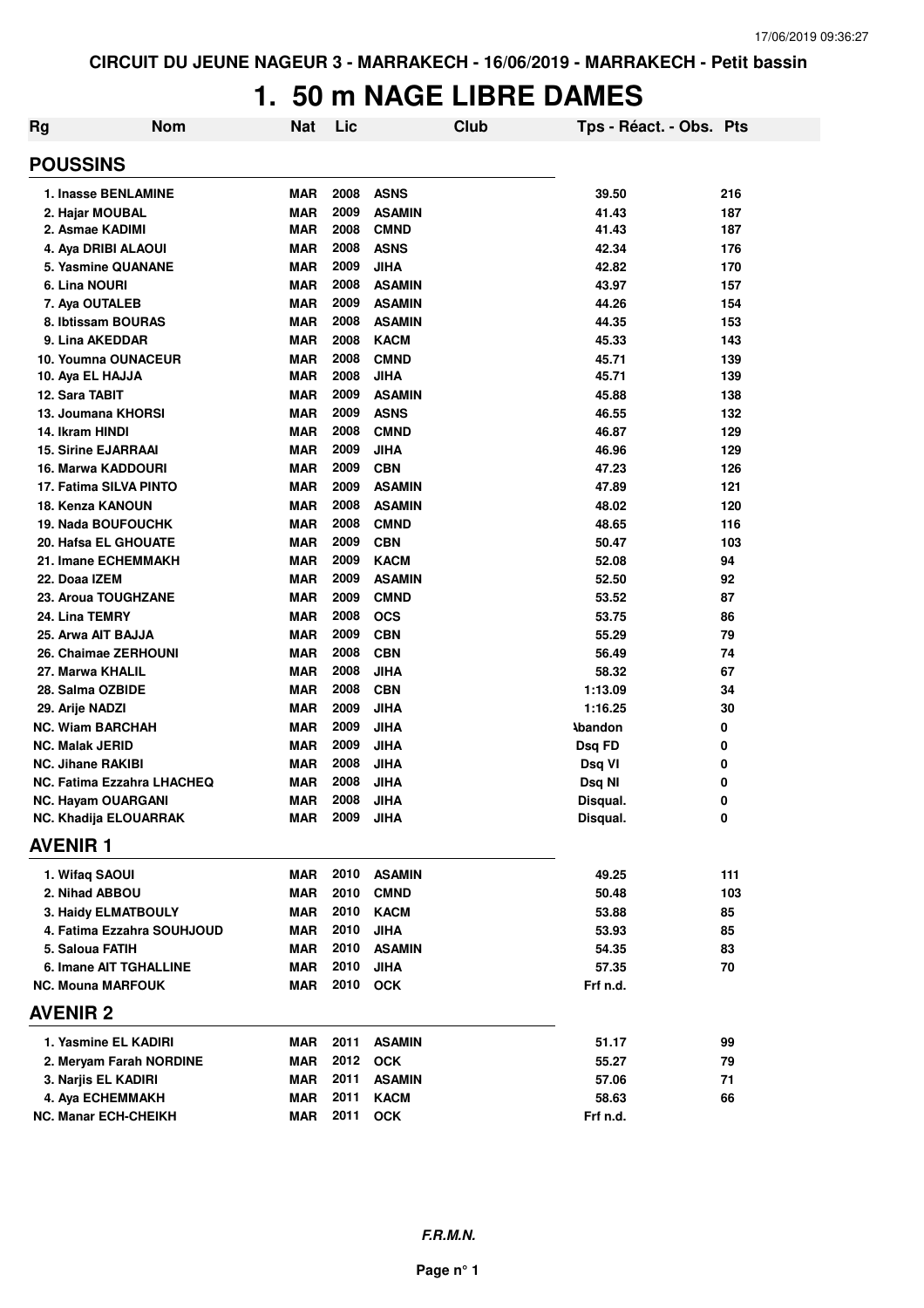CIRCUIT DU JEUNE NAGEUR 3 - MARRAKECH - 16/06/2019 - MARRAKECH - Petit bassin

# 1. 50 m NAGE LIBRE DAMES

| Rg | Nom | Nat | Lic | Club | Tps - Réact. - Obs. | Pts |
|---|---|---|---|---|---|---|
| **POUSSINS** | | | | | | |
| 1. | Inasse BENLAMINE | MAR | 2008 | ASNS | 39.50 | 216 |
| 2. | Hajar MOUBAL | MAR | 2009 | ASAMIN | 41.43 | 187 |
| 2. | Asmae KADIMI | MAR | 2008 | CMND | 41.43 | 187 |
| 4. | Aya DRIBI ALAOUI | MAR | 2008 | ASNS | 42.34 | 176 |
| 5. | Yasmine QUANANE | MAR | 2009 | JIHA | 42.82 | 170 |
| 6. | Lina NOURI | MAR | 2008 | ASAMIN | 43.97 | 157 |
| 7. | Aya OUTALEB | MAR | 2009 | ASAMIN | 44.26 | 154 |
| 8. | Ibtissam BOURAS | MAR | 2008 | ASAMIN | 44.35 | 153 |
| 9. | Lina AKEDDAR | MAR | 2008 | KACM | 45.33 | 143 |
| 10. | Youmna OUNACEUR | MAR | 2008 | CMND | 45.71 | 139 |
| 10. | Aya EL HAJJA | MAR | 2008 | JIHA | 45.71 | 139 |
| 12. | Sara TABIT | MAR | 2009 | ASAMIN | 45.88 | 138 |
| 13. | Joumana KHORSI | MAR | 2009 | ASNS | 46.55 | 132 |
| 14. | Ikram HINDI | MAR | 2008 | CMND | 46.87 | 129 |
| 15. | Sirine EJARRAAI | MAR | 2009 | JIHA | 46.96 | 129 |
| 16. | Marwa KADDOURI | MAR | 2009 | CBN | 47.23 | 126 |
| 17. | Fatima SILVA PINTO | MAR | 2009 | ASAMIN | 47.89 | 121 |
| 18. | Kenza KANOUN | MAR | 2008 | ASAMIN | 48.02 | 120 |
| 19. | Nada BOUFOUCHK | MAR | 2008 | CMND | 48.65 | 116 |
| 20. | Hafsa EL GHOUATE | MAR | 2009 | CBN | 50.47 | 103 |
| 21. | Imane ECHEMMAKH | MAR | 2009 | KACM | 52.08 | 94 |
| 22. | Doaa IZEM | MAR | 2009 | ASAMIN | 52.50 | 92 |
| 23. | Aroua TOUGHZANE | MAR | 2009 | CMND | 53.52 | 87 |
| 24. | Lina TEMRY | MAR | 2008 | OCS | 53.75 | 86 |
| 25. | Arwa AIT BAJJA | MAR | 2009 | CBN | 55.29 | 79 |
| 26. | Chaimae ZERHOUNI | MAR | 2008 | CBN | 56.49 | 74 |
| 27. | Marwa KHALIL | MAR | 2008 | JIHA | 58.32 | 67 |
| 28. | Salma OZBIDE | MAR | 2008 | CBN | 1:13.09 | 34 |
| 29. | Arije NADZI | MAR | 2009 | JIHA | 1:16.25 | 30 |
| NC. | Wiam BARCHAH | MAR | 2009 | JIHA | Abandon | 0 |
| NC. | Malak JERID | MAR | 2009 | JIHA | Dsq FD | 0 |
| NC. | Jihane RAKIBI | MAR | 2008 | JIHA | Dsq VI | 0 |
| NC. | Fatima Ezzahra LHACHEQ | MAR | 2008 | JIHA | Dsq NI | 0 |
| NC. | Hayam OUARGANI | MAR | 2008 | JIHA | Disqual. | 0 |
| NC. | Khadija ELOUARRAK | MAR | 2009 | JIHA | Disqual. | 0 |
| **AVENIR 1** | | | | | | |
| 1. | Wifaq SAOUI | MAR | 2010 | ASAMIN | 49.25 | 111 |
| 2. | Nihad ABBOU | MAR | 2010 | CMND | 50.48 | 103 |
| 3. | Haidy ELMATBOULY | MAR | 2010 | KACM | 53.88 | 85 |
| 4. | Fatima Ezzahra SOUHJOUD | MAR | 2010 | JIHA | 53.93 | 85 |
| 5. | Saloua FATIH | MAR | 2010 | ASAMIN | 54.35 | 83 |
| 6. | Imane AIT TGHALLINE | MAR | 2010 | JIHA | 57.35 | 70 |
| NC. | Mouna MARFOUK | MAR | 2010 | OCK | Frf n.d. | |
| **AVENIR 2** | | | | | | |
| 1. | Yasmine EL KADIRI | MAR | 2011 | ASAMIN | 51.17 | 99 |
| 2. | Meryam Farah NORDINE | MAR | 2012 | OCK | 55.27 | 79 |
| 3. | Narjis EL KADIRI | MAR | 2011 | ASAMIN | 57.06 | 71 |
| 4. | Aya ECHEMMAKH | MAR | 2011 | KACM | 58.63 | 66 |
| NC. | Manar ECH-CHEIKH | MAR | 2011 | OCK | Frf n.d. | |

*F.R.M.N.*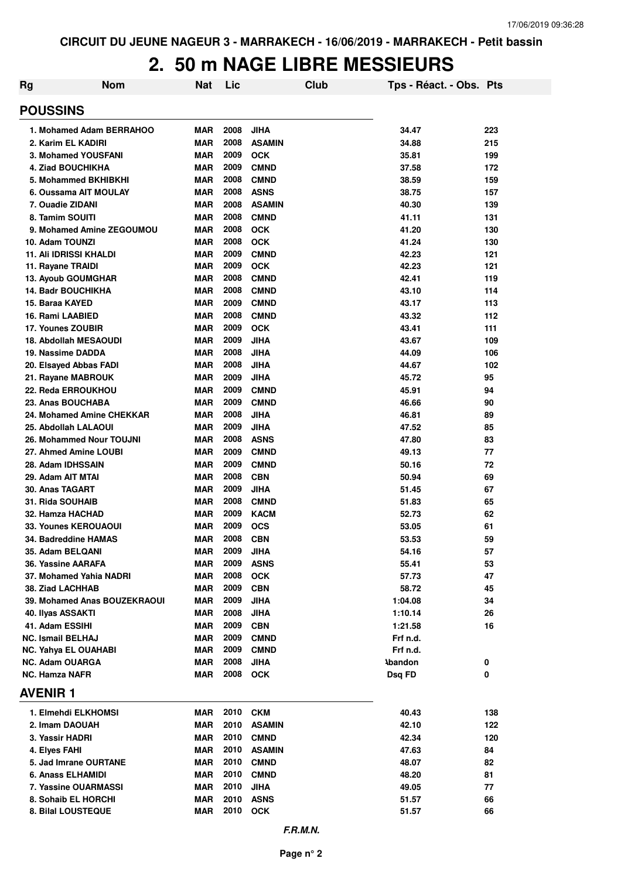CIRCUIT DU JEUNE NAGEUR 3 - MARRAKECH - 16/06/2019 - MARRAKECH - Petit bassin

# 2. 50 m NAGE LIBRE MESSIEURS

| Rg | Nom | Nat | Lic | Club | Tps - Réact. - Obs. | Pts |
|---|---|---|---|---|---|---|
| **POUSSINS** | | | | | | |
| 1. | Mohamed Adam BERRAHOO | MAR | 2008 | JIHA | 34.47 | 223 |
| 2. | Karim EL KADIRI | MAR | 2008 | ASAMIN | 34.88 | 215 |
| 3. | Mohamed YOUSFANI | MAR | 2009 | OCK | 35.81 | 199 |
| 4. | Ziad BOUCHIKHA | MAR | 2009 | CMND | 37.58 | 172 |
| 5. | Mohammed BKHIBKHI | MAR | 2008 | CMND | 38.59 | 159 |
| 6. | Oussama AIT MOULAY | MAR | 2008 | ASNS | 38.75 | 157 |
| 7. | Ouadie ZIDANI | MAR | 2008 | ASAMIN | 40.30 | 139 |
| 8. | Tamim SOUITI | MAR | 2008 | CMND | 41.11 | 131 |
| 9. | Mohamed Amine ZEGOUMOU | MAR | 2008 | OCK | 41.20 | 130 |
| 10. | Adam TOUNZI | MAR | 2008 | OCK | 41.24 | 130 |
| 11. | Ali IDRISSI KHALDI | MAR | 2009 | CMND | 42.23 | 121 |
| 11. | Rayane TRAIDI | MAR | 2009 | OCK | 42.23 | 121 |
| 13. | Ayoub GOUMGHAR | MAR | 2008 | CMND | 42.41 | 119 |
| 14. | Badr BOUCHIKHA | MAR | 2008 | CMND | 43.10 | 114 |
| 15. | Baraa KAYED | MAR | 2009 | CMND | 43.17 | 113 |
| 16. | Rami LAABIED | MAR | 2008 | CMND | 43.32 | 112 |
| 17. | Younes ZOUBIR | MAR | 2009 | OCK | 43.41 | 111 |
| 18. | Abdollah MESAOUDI | MAR | 2009 | JIHA | 43.67 | 109 |
| 19. | Nassime DADDA | MAR | 2008 | JIHA | 44.09 | 106 |
| 20. | Elsayed Abbas FADI | MAR | 2008 | JIHA | 44.67 | 102 |
| 21. | Rayane MABROUK | MAR | 2009 | JIHA | 45.72 | 95 |
| 22. | Reda ERROUKHOU | MAR | 2009 | CMND | 45.91 | 94 |
| 23. | Anas BOUCHABA | MAR | 2009 | CMND | 46.66 | 90 |
| 24. | Mohamed Amine CHEKKAR | MAR | 2008 | JIHA | 46.81 | 89 |
| 25. | Abdollah LALAOUI | MAR | 2009 | JIHA | 47.52 | 85 |
| 26. | Mohammed Nour TOUJNI | MAR | 2008 | ASNS | 47.80 | 83 |
| 27. | Ahmed Amine LOUBI | MAR | 2009 | CMND | 49.13 | 77 |
| 28. | Adam IDHSSAIN | MAR | 2009 | CMND | 50.16 | 72 |
| 29. | Adam AIT MTAI | MAR | 2008 | CBN | 50.94 | 69 |
| 30. | Anas TAGART | MAR | 2009 | JIHA | 51.45 | 67 |
| 31. | Rida SOUHAIB | MAR | 2008 | CMND | 51.83 | 65 |
| 32. | Hamza HACHAD | MAR | 2009 | KACM | 52.73 | 62 |
| 33. | Younes KEROUAOUI | MAR | 2009 | OCS | 53.05 | 61 |
| 34. | Badreddine HAMAS | MAR | 2008 | CBN | 53.53 | 59 |
| 35. | Adam BELQANI | MAR | 2009 | JIHA | 54.16 | 57 |
| 36. | Yassine AARAFA | MAR | 2009 | ASNS | 55.41 | 53 |
| 37. | Mohamed Yahia NADRI | MAR | 2008 | OCK | 57.73 | 47 |
| 38. | Ziad LACHHAB | MAR | 2009 | CBN | 58.72 | 45 |
| 39. | Mohamed Anas BOUZEKRAOUI | MAR | 2009 | JIHA | 1:04.08 | 34 |
| 40. | Ilyas ASSAKTI | MAR | 2008 | JIHA | 1:10.14 | 26 |
| 41. | Adam ESSIHI | MAR | 2009 | CBN | 1:21.58 | 16 |
| NC. | Ismail BELHAJ | MAR | 2009 | CMND | Frf n.d. | |
| NC. | Yahya EL OUAHABI | MAR | 2009 | CMND | Frf n.d. | |
| NC. | Adam OUARGA | MAR | 2008 | JIHA | Abandon | 0 |
| NC. | Hamza NAFR | MAR | 2008 | OCK | Dsq FD | 0 |
| **AVENIR 1** | | | | | | |
| 1. | Elmehdi ELKHOMSI | MAR | 2010 | CKM | 40.43 | 138 |
| 2. | Imam DAOUAH | MAR | 2010 | ASAMIN | 42.10 | 122 |
| 3. | Yassir HADRI | MAR | 2010 | CMND | 42.34 | 120 |
| 4. | Elyes FAHI | MAR | 2010 | ASAMIN | 47.63 | 84 |
| 5. | Jad Imrane OURTANE | MAR | 2010 | CMND | 48.07 | 82 |
| 6. | Anass ELHAMIDI | MAR | 2010 | CMND | 48.20 | 81 |
| 7. | Yassine OUARMASSI | MAR | 2010 | JIHA | 49.05 | 77 |
| 8. | Sohaib EL HORCHI | MAR | 2010 | ASNS | 51.57 | 66 |
| 8. | Bilal LOUSTEQUE | MAR | 2010 | OCK | 51.57 | 66 |

*F.R.M.N.*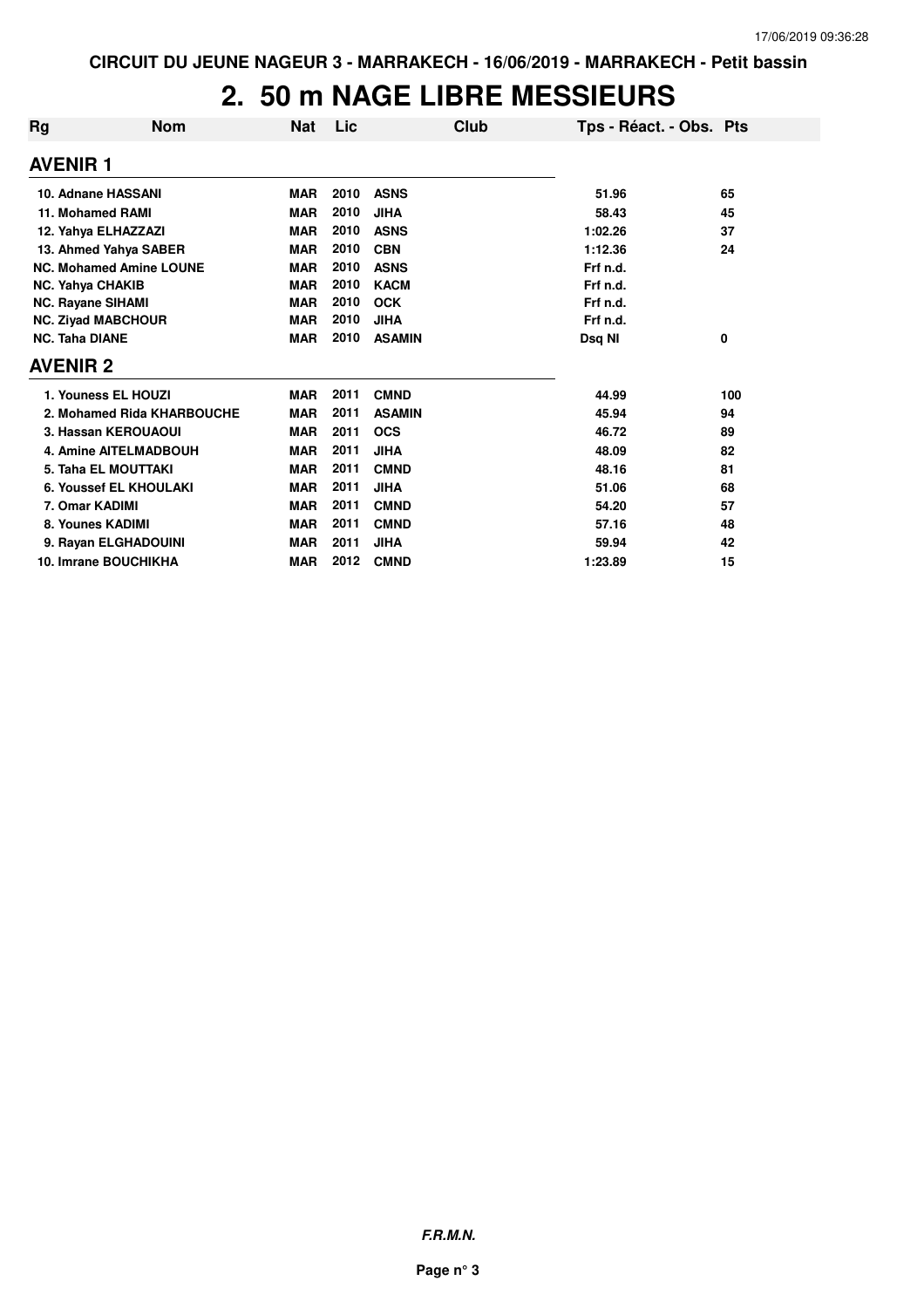CIRCUIT DU JEUNE NAGEUR 3 - MARRAKECH - 16/06/2019 - MARRAKECH - Petit bassin

# 2. 50 m NAGE LIBRE MESSIEURS

| Rg | Nom | Nat | Lic | Club | Tps - Réact. - Obs. | Pts |
|---|---|---|---|---|---|---|
| **AVENIR 1** | | | | | | |
| 10. | Adnane HASSANI | MAR | 2010 | ASNS | 51.96 | 65 |
| 11. | Mohamed RAMI | MAR | 2010 | JIHA | 58.43 | 45 |
| 12. | Yahya ELHAZZAZI | MAR | 2010 | ASNS | 1:02.26 | 37 |
| 13. | Ahmed Yahya SABER | MAR | 2010 | CBN | 1:12.36 | 24 |
| NC. | Mohamed Amine LOUNE | MAR | 2010 | ASNS | Frf n.d. | |
| NC. | Yahya CHAKIB | MAR | 2010 | KACM | Frf n.d. | |
| NC. | Rayane SIHAMI | MAR | 2010 | OCK | Frf n.d. | |
| NC. | Ziyad MABCHOUR | MAR | 2010 | JIHA | Frf n.d. | |
| NC. | Taha DIANE | MAR | 2010 | ASAMIN | Dsq NI | 0 |
| **AVENIR 2** | | | | | | |
| 1. | Youness EL HOUZI | MAR | 2011 | CMND | 44.99 | 100 |
| 2. | Mohamed Rida KHARBOUCHE | MAR | 2011 | ASAMIN | 45.94 | 94 |
| 3. | Hassan KEROUAOUI | MAR | 2011 | OCS | 46.72 | 89 |
| 4. | Amine AITELMADBOUH | MAR | 2011 | JIHA | 48.09 | 82 |
| 5. | Taha EL MOUTTAKI | MAR | 2011 | CMND | 48.16 | 81 |
| 6. | Youssef EL KHOULAKI | MAR | 2011 | JIHA | 51.06 | 68 |
| 7. | Omar KADIMI | MAR | 2011 | CMND | 54.20 | 57 |
| 8. | Younes KADIMI | MAR | 2011 | CMND | 57.16 | 48 |
| 9. | Rayan ELGHADOUINI | MAR | 2011 | JIHA | 59.94 | 42 |
| 10. | Imrane BOUCHIKHA | MAR | 2012 | CMND | 1:23.89 | 15 |

***F.R.M.N.***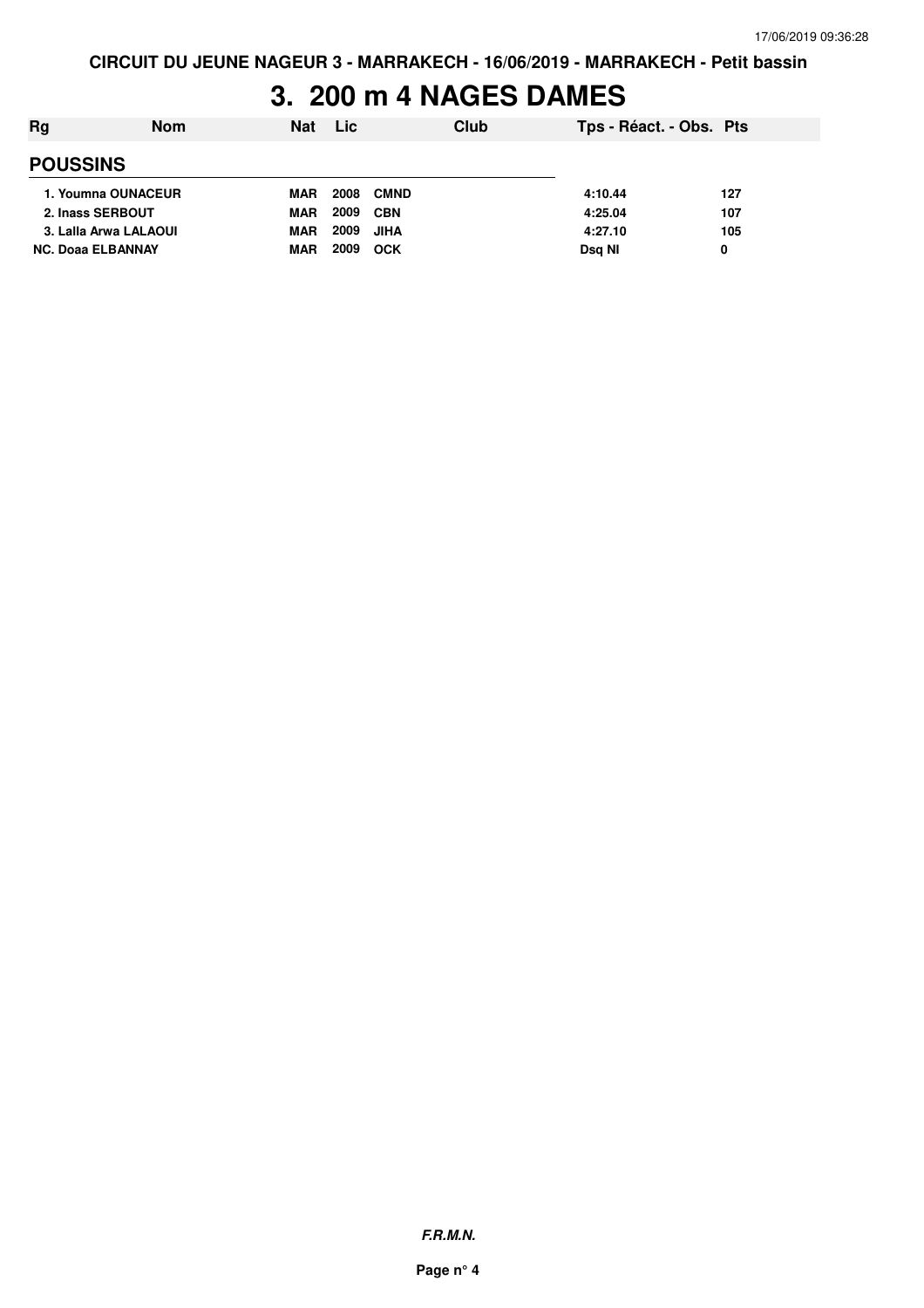CIRCUIT DU JEUNE NAGEUR 3 - MARRAKECH - 16/06/2019 - MARRAKECH - Petit bassin

# 3. 200 m 4 NAGES DAMES

| Rg | Nom | Nat | Lic | Club | Tps - Réact. - Obs. | Pts |
|---|---|---|---|---|---|---|
| **POUSSINS** | | | | | | |
| 1. | Youmna OUNACEUR | MAR | 2008 | CMND | 4:10.44 | 127 |
| 2. | Inass SERBOUT | MAR | 2009 | CBN | 4:25.04 | 107 |
| 3. | Lalla Arwa LALAOUI | MAR | 2009 | JIHA | 4:27.10 | 105 |
| NC. | Doaa ELBANNAY | MAR | 2009 | OCK | Dsq NI | 0 |

*F.R.M.N.*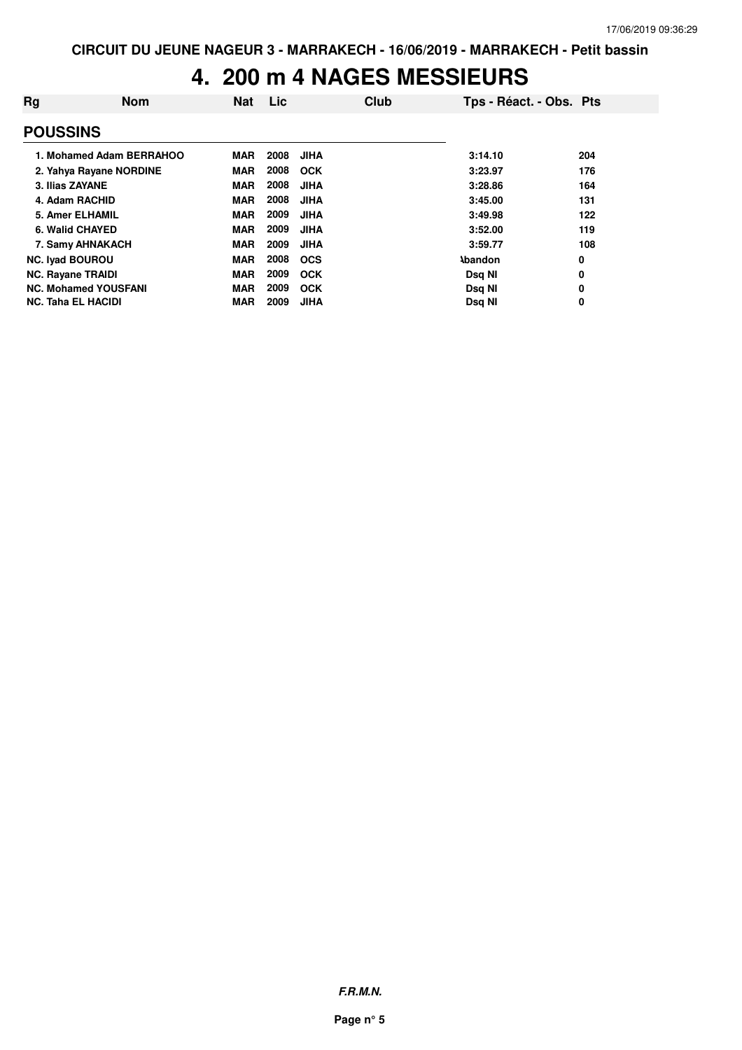# 4. 200 m 4 NAGES MESSIEURS

| Rg | Nom | Nat | Lic | Club | Tps - Réact. - Obs. | Pts |
|---|---|---|---|---|---|---|
| **POUSSINS** | | | | | | |
| 1. | Mohamed Adam BERRAHOO | MAR | 2008 | JIHA | 3:14.10 | 204 |
| 2. | Yahya Rayane NORDINE | MAR | 2008 | OCK | 3:23.97 | 176 |
| 3. | Ilias ZAYANE | MAR | 2008 | JIHA | 3:28.86 | 164 |
| 4. | Adam RACHID | MAR | 2008 | JIHA | 3:45.00 | 131 |
| 5. | Amer ELHAMIL | MAR | 2009 | JIHA | 3:49.98 | 122 |
| 6. | Walid CHAYED | MAR | 2009 | JIHA | 3:52.00 | 119 |
| 7. | Samy AHNAKACH | MAR | 2009 | JIHA | 3:59.77 | 108 |
| NC. | Iyad BOUROU | MAR | 2008 | OCS | Abandon | 0 |
| NC. | Rayane TRAIDI | MAR | 2009 | OCK | Dsq NI | 0 |
| NC. | Mohamed YOUSFANI | MAR | 2009 | OCK | Dsq NI | 0 |
| NC. | Taha EL HACIDI | MAR | 2009 | JIHA | Dsq NI | 0 |

***F.R.M.N.***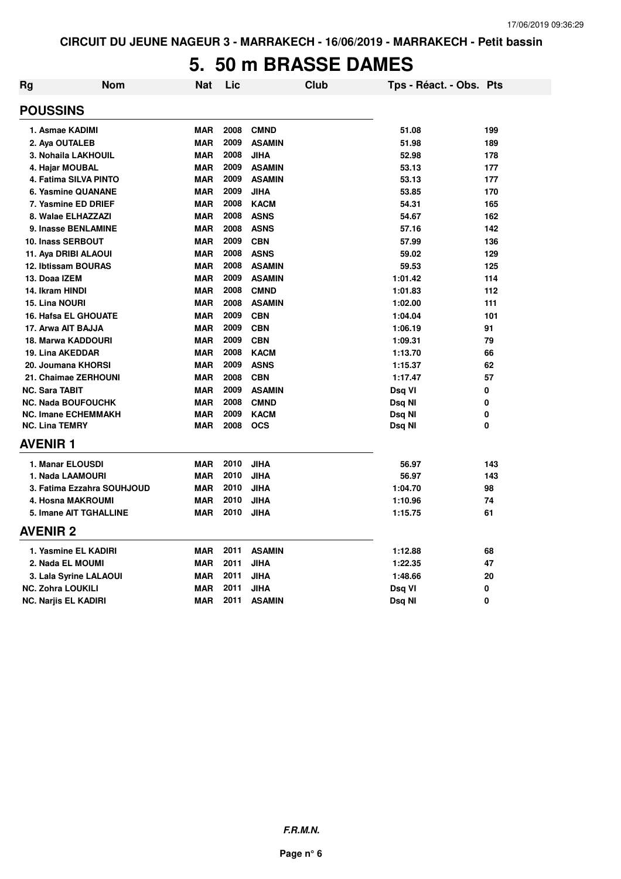CIRCUIT DU JEUNE NAGEUR 3 - MARRAKECH - 16/06/2019 - MARRAKECH - Petit bassin

# 5. 50 m BRASSE DAMES

| Rg | Nom | Nat | Lic | Club | Tps - Réact. - Obs. | Pts |
|---|---|---|---|---|---|---|
| **POUSSINS** | | | | | | |
| 1. Asmae KADIMI | | MAR | 2008 | CMND | 51.08 | 199 |
| 2. Aya OUTALEB | | MAR | 2009 | ASAMIN | 51.98 | 189 |
| 3. Nohaila LAKHOUIL | | MAR | 2008 | JIHA | 52.98 | 178 |
| 4. Hajar MOUBAL | | MAR | 2009 | ASAMIN | 53.13 | 177 |
| 4. Fatima SILVA PINTO | | MAR | 2009 | ASAMIN | 53.13 | 177 |
| 6. Yasmine QUANANE | | MAR | 2009 | JIHA | 53.85 | 170 |
| 7. Yasmine ED DRIEF | | MAR | 2008 | KACM | 54.31 | 165 |
| 8. Walae ELHAZZAZI | | MAR | 2008 | ASNS | 54.67 | 162 |
| 9. Inasse BENLAMINE | | MAR | 2008 | ASNS | 57.16 | 142 |
| 10. Inass SERBOUT | | MAR | 2009 | CBN | 57.99 | 136 |
| 11. Aya DRIBI ALAOUI | | MAR | 2008 | ASNS | 59.02 | 129 |
| 12. Ibtissam BOURAS | | MAR | 2008 | ASAMIN | 59.53 | 125 |
| 13. Doaa IZEM | | MAR | 2009 | ASAMIN | 1:01.42 | 114 |
| 14. Ikram HINDI | | MAR | 2008 | CMND | 1:01.83 | 112 |
| 15. Lina NOURI | | MAR | 2008 | ASAMIN | 1:02.00 | 111 |
| 16. Hafsa EL GHOUATE | | MAR | 2009 | CBN | 1:04.04 | 101 |
| 17. Arwa AIT BAJJA | | MAR | 2009 | CBN | 1:06.19 | 91 |
| 18. Marwa KADDOURI | | MAR | 2009 | CBN | 1:09.31 | 79 |
| 19. Lina AKEDDAR | | MAR | 2008 | KACM | 1:13.70 | 66 |
| 20. Joumana KHORSI | | MAR | 2009 | ASNS | 1:15.37 | 62 |
| 21. Chaimae ZERHOUNI | | MAR | 2008 | CBN | 1:17.47 | 57 |
| NC. Sara TABIT | | MAR | 2009 | ASAMIN | Dsq VI | 0 |
| NC. Nada BOUFOUCHK | | MAR | 2008 | CMND | Dsq NI | 0 |
| NC. Imane ECHEMMAKH | | MAR | 2009 | KACM | Dsq NI | 0 |
| NC. Lina TEMRY | | MAR | 2008 | OCS | Dsq NI | 0 |
| **AVENIR 1** | | | | | | |
| 1. Manar ELOUSDI | | MAR | 2010 | JIHA | 56.97 | 143 |
| 1. Nada LAAMOURI | | MAR | 2010 | JIHA | 56.97 | 143 |
| 3. Fatima Ezzahra SOUHJOUD | | MAR | 2010 | JIHA | 1:04.70 | 98 |
| 4. Hosna MAKROUMI | | MAR | 2010 | JIHA | 1:10.96 | 74 |
| 5. Imane AIT TGHALLINE | | MAR | 2010 | JIHA | 1:15.75 | 61 |
| **AVENIR 2** | | | | | | |
| 1. Yasmine EL KADIRI | | MAR | 2011 | ASAMIN | 1:12.88 | 68 |
| 2. Nada EL MOUMI | | MAR | 2011 | JIHA | 1:22.35 | 47 |
| 3. Lala Syrine LALAOUI | | MAR | 2011 | JIHA | 1:48.66 | 20 |
| NC. Zohra LOUKILI | | MAR | 2011 | JIHA | Dsq VI | 0 |
| NC. Narjis EL KADIRI | | MAR | 2011 | ASAMIN | Dsq NI | 0 |

**F.R.M.N.**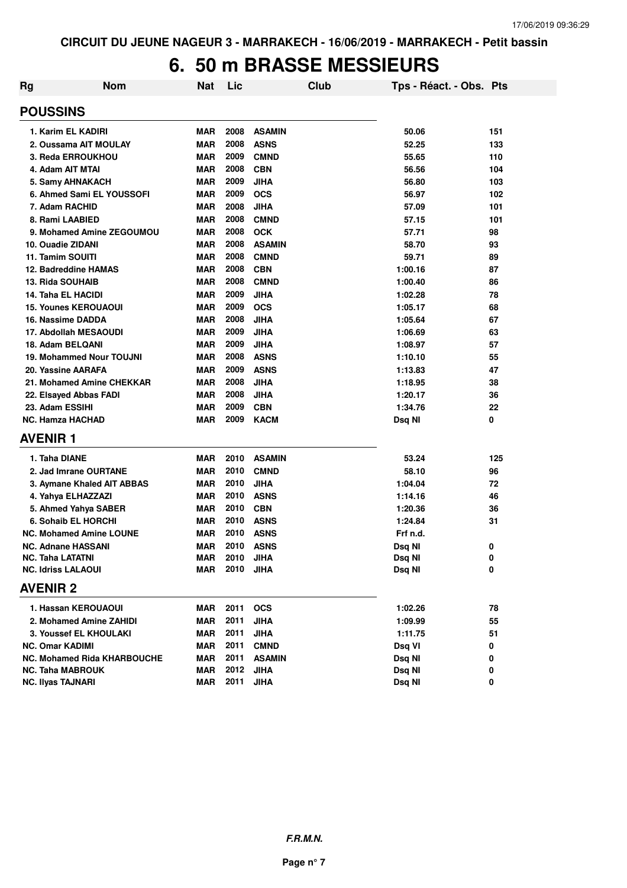CIRCUIT DU JEUNE NAGEUR 3 - MARRAKECH - 16/06/2019 - MARRAKECH - Petit bassin

# 6. 50 m BRASSE MESSIEURS

| Rg | Nom | Nat | Lic | Club | Tps - Réact. - Obs. | Pts |
|---|---|---|---|---|---|---|
| **POUSSINS** | | | | | | |
| 1. | Karim EL KADIRI | MAR | 2008 | ASAMIN | 50.06 | 151 |
| 2. | Oussama AIT MOULAY | MAR | 2008 | ASNS | 52.25 | 133 |
| 3. | Reda ERROUKHOU | MAR | 2009 | CMND | 55.65 | 110 |
| 4. | Adam AIT MTAI | MAR | 2008 | CBN | 56.56 | 104 |
| 5. | Samy AHNAKACH | MAR | 2009 | JIHA | 56.80 | 103 |
| 6. | Ahmed Sami EL YOUSSOFI | MAR | 2009 | OCS | 56.97 | 102 |
| 7. | Adam RACHID | MAR | 2008 | JIHA | 57.09 | 101 |
| 8. | Rami LAABIED | MAR | 2008 | CMND | 57.15 | 101 |
| 9. | Mohamed Amine ZEGOUMOU | MAR | 2008 | OCK | 57.71 | 98 |
| 10. | Ouadie ZIDANI | MAR | 2008 | ASAMIN | 58.70 | 93 |
| 11. | Tamim SOUITI | MAR | 2008 | CMND | 59.71 | 89 |
| 12. | Badreddine HAMAS | MAR | 2008 | CBN | 1:00.16 | 87 |
| 13. | Rida SOUHAIB | MAR | 2008 | CMND | 1:00.40 | 86 |
| 14. | Taha EL HACIDI | MAR | 2009 | JIHA | 1:02.28 | 78 |
| 15. | Younes KEROUAOUI | MAR | 2009 | OCS | 1:05.17 | 68 |
| 16. | Nassime DADDA | MAR | 2008 | JIHA | 1:05.64 | 67 |
| 17. | Abdollah MESAOUDI | MAR | 2009 | JIHA | 1:06.69 | 63 |
| 18. | Adam BELQANI | MAR | 2009 | JIHA | 1:08.97 | 57 |
| 19. | Mohammed Nour TOUJNI | MAR | 2008 | ASNS | 1:10.10 | 55 |
| 20. | Yassine AARAFA | MAR | 2009 | ASNS | 1:13.83 | 47 |
| 21. | Mohamed Amine CHEKKAR | MAR | 2008 | JIHA | 1:18.95 | 38 |
| 22. | Elsayed Abbas FADI | MAR | 2008 | JIHA | 1:20.17 | 36 |
| 23. | Adam ESSIHI | MAR | 2009 | CBN | 1:34.76 | 22 |
| NC. | Hamza HACHAD | MAR | 2009 | KACM | Dsq NI | 0 |
| **AVENIR 1** | | | | | | |
| 1. | Taha DIANE | MAR | 2010 | ASAMIN | 53.24 | 125 |
| 2. | Jad Imrane OURTANE | MAR | 2010 | CMND | 58.10 | 96 |
| 3. | Aymane Khaled AIT ABBAS | MAR | 2010 | JIHA | 1:04.04 | 72 |
| 4. | Yahya ELHAZZAZI | MAR | 2010 | ASNS | 1:14.16 | 46 |
| 5. | Ahmed Yahya SABER | MAR | 2010 | CBN | 1:20.36 | 36 |
| 6. | Sohaib EL HORCHI | MAR | 2010 | ASNS | 1:24.84 | 31 |
| NC. | Mohamed Amine LOUNE | MAR | 2010 | ASNS | Frf n.d. | |
| NC. | Adnane HASSANI | MAR | 2010 | ASNS | Dsq NI | 0 |
| NC. | Taha LATATNI | MAR | 2010 | JIHA | Dsq NI | 0 |
| NC. | Idriss LALAOUI | MAR | 2010 | JIHA | Dsq NI | 0 |
| **AVENIR 2** | | | | | | |
| 1. | Hassan KEROUAOUI | MAR | 2011 | OCS | 1:02.26 | 78 |
| 2. | Mohamed Amine ZAHIDI | MAR | 2011 | JIHA | 1:09.99 | 55 |
| 3. | Youssef EL KHOULAKI | MAR | 2011 | JIHA | 1:11.75 | 51 |
| NC. | Omar KADIMI | MAR | 2011 | CMND | Dsq VI | 0 |
| NC. | Mohamed Rida KHARBOUCHE | MAR | 2011 | ASAMIN | Dsq NI | 0 |
| NC. | Taha MABROUK | MAR | 2012 | JIHA | Dsq NI | 0 |
| NC. | Ilyas TAJNARI | MAR | 2011 | JIHA | Dsq NI | 0 |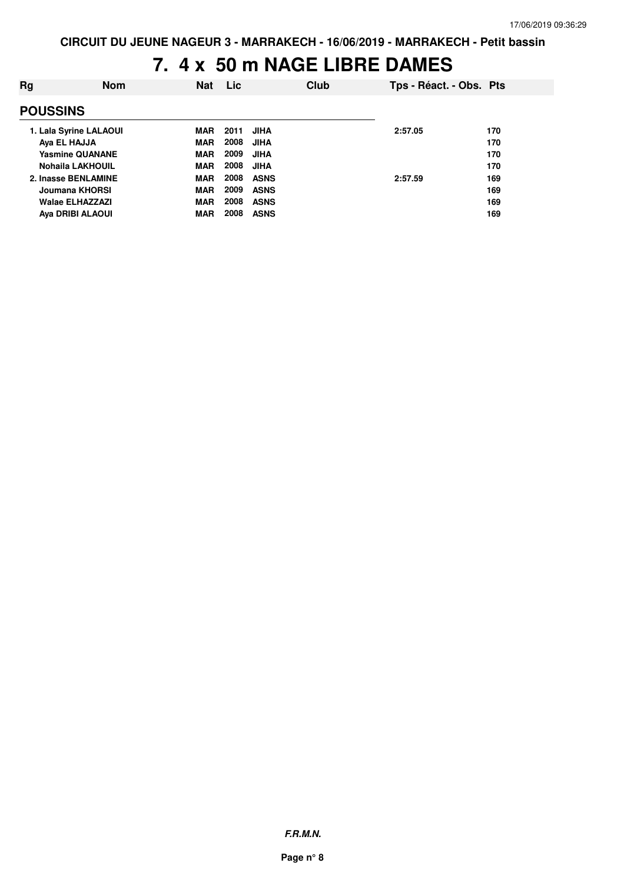# 7. 4 x 50 m NAGE LIBRE DAMES

| Rg | Nom | Nat | Lic | Club | Tps - Réact. - Obs. | Pts |
|---|---|---|---|---|---|---|
| **POUSSINS** | | | | | | |
| 1. | Lala Syrine LALAOUI | MAR | 2011 | JIHA | 2:57.05 | 170 |
| | Aya EL HAJJA | MAR | 2008 | JIHA | | 170 |
| | Yasmine QUANANE | MAR | 2009 | JIHA | | 170 |
| | Nohaila LAKHOUIL | MAR | 2008 | JIHA | | 170 |
| 2. | Inasse BENLAMINE | MAR | 2008 | ASNS | 2:57.59 | 169 |
| | Joumana KHORSI | MAR | 2009 | ASNS | | 169 |
| | Walae ELHAZZAZI | MAR | 2008 | ASNS | | 169 |
| | Aya DRIBI ALAOUI | MAR | 2008 | ASNS | | 169 |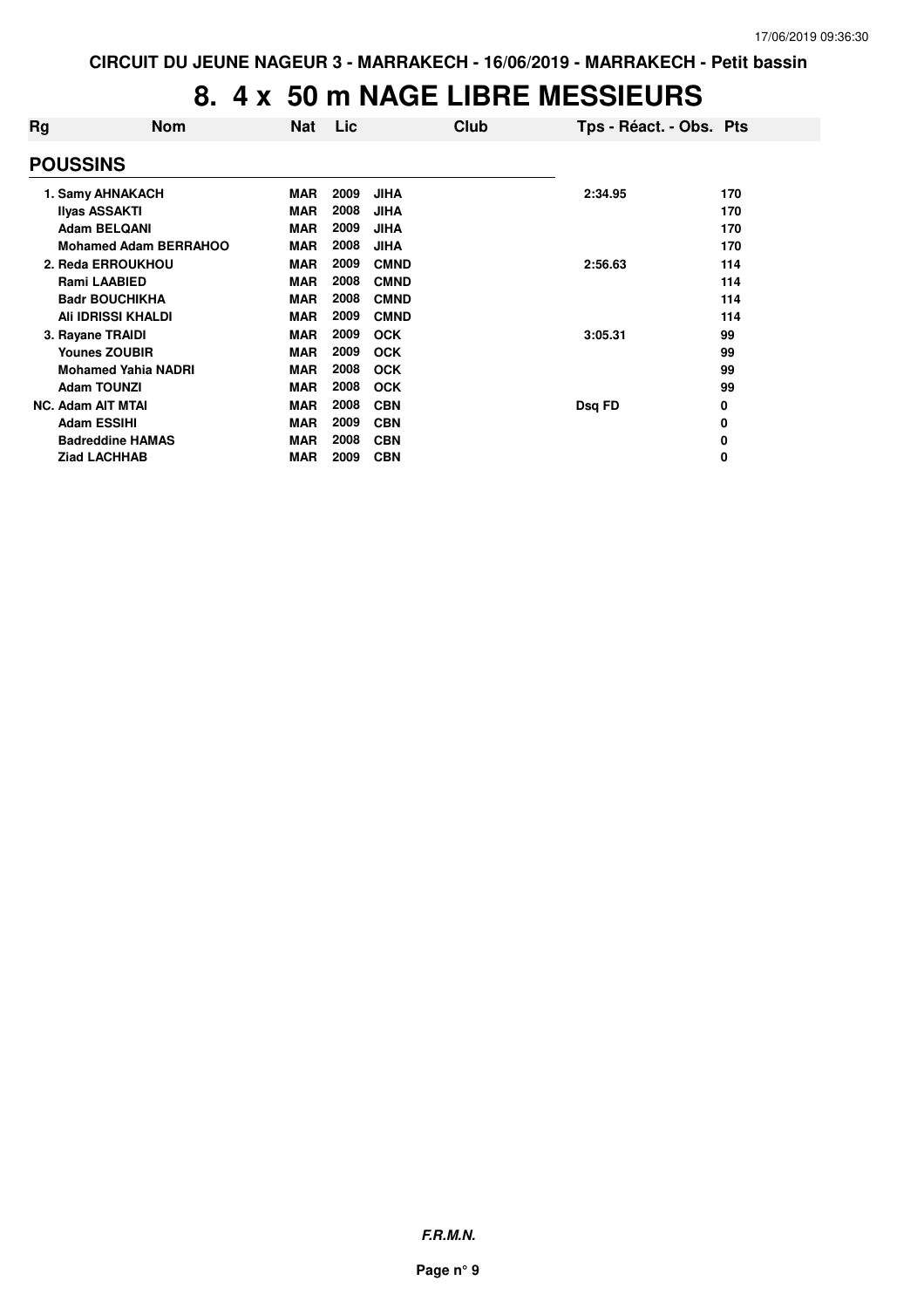# 8. 4 x 50 m NAGE LIBRE MESSIEURS

| Rg | Nom | Nat | Lic | Club | Tps - Réact. - Obs. | Pts |
|---|---|---|---|---|---|---|
| **POUSSINS** | | | | | | |
| 1. | Samy AHNAKACH | MAR | 2009 | JIHA | 2:34.95 | 170 |
| | Ilyas ASSAKTI | MAR | 2008 | JIHA | | 170 |
| | Adam BELQANI | MAR | 2009 | JIHA | | 170 |
| | Mohamed Adam BERRAHOO | MAR | 2008 | JIHA | | 170 |
| 2. | Reda ERROUKHOU | MAR | 2009 | CMND | 2:56.63 | 114 |
| | Rami LAABIED | MAR | 2008 | CMND | | 114 |
| | Badr BOUCHIKHA | MAR | 2008 | CMND | | 114 |
| | Ali IDRISSI KHALDI | MAR | 2009 | CMND | | 114 |
| 3. | Rayane TRAIDI | MAR | 2009 | OCK | 3:05.31 | 99 |
| | Younes ZOUBIR | MAR | 2009 | OCK | | 99 |
| | Mohamed Yahia NADRI | MAR | 2008 | OCK | | 99 |
| | Adam TOUNZI | MAR | 2008 | OCK | | 99 |
| NC. | Adam AIT MTAI | MAR | 2008 | CBN | Dsq FD | 0 |
| | Adam ESSIHI | MAR | 2009 | CBN | | 0 |
| | Badreddine HAMAS | MAR | 2008 | CBN | | 0 |
| | Ziad LACHHAB | MAR | 2009 | CBN | | 0 |

***F.R.M.N.***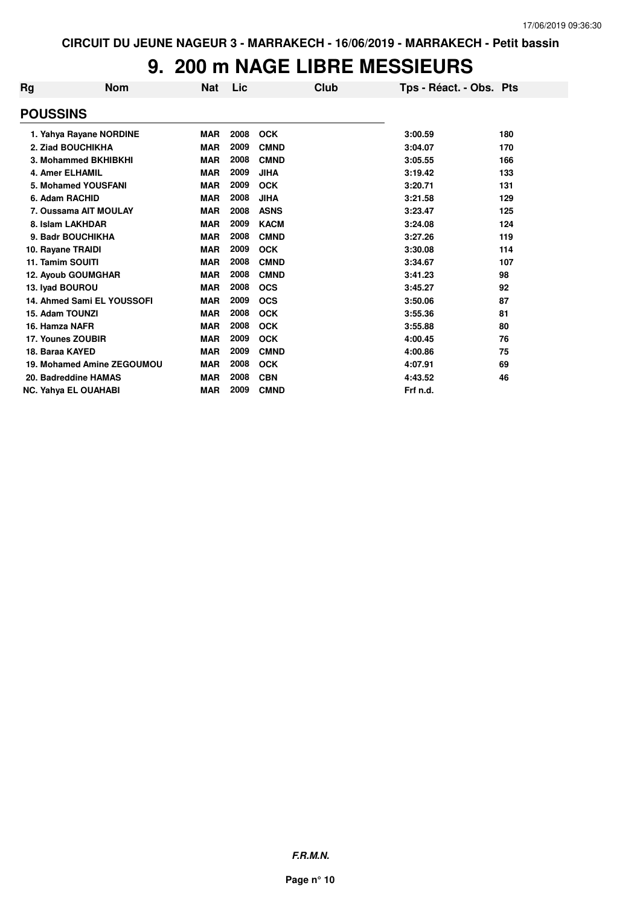# 9. 200 m NAGE LIBRE MESSIEURS

| Rg | Nom | Nat | Lic | Club | Tps - Réact. - Obs. | Pts |
|---|---|---|---|---|---|---|
| **POUSSINS** | | | | | | |
| 1. | Yahya Rayane NORDINE | MAR | 2008 | OCK | 3:00.59 | 180 |
| 2. | Ziad BOUCHIKHA | MAR | 2009 | CMND | 3:04.07 | 170 |
| 3. | Mohammed BKHIBKHI | MAR | 2008 | CMND | 3:05.55 | 166 |
| 4. | Amer ELHAMIL | MAR | 2009 | JIHA | 3:19.42 | 133 |
| 5. | Mohamed YOUSFANI | MAR | 2009 | OCK | 3:20.71 | 131 |
| 6. | Adam RACHID | MAR | 2008 | JIHA | 3:21.58 | 129 |
| 7. | Oussama AIT MOULAY | MAR | 2008 | ASNS | 3:23.47 | 125 |
| 8. | Islam LAKHDAR | MAR | 2009 | KACM | 3:24.08 | 124 |
| 9. | Badr BOUCHIKHA | MAR | 2008 | CMND | 3:27.26 | 119 |
| 10. | Rayane TRAIDI | MAR | 2009 | OCK | 3:30.08 | 114 |
| 11. | Tamim SOUITI | MAR | 2008 | CMND | 3:34.67 | 107 |
| 12. | Ayoub GOUMGHAR | MAR | 2008 | CMND | 3:41.23 | 98 |
| 13. | Iyad BOUROU | MAR | 2008 | OCS | 3:45.27 | 92 |
| 14. | Ahmed Sami EL YOUSSOFI | MAR | 2009 | OCS | 3:50.06 | 87 |
| 15. | Adam TOUNZI | MAR | 2008 | OCK | 3:55.36 | 81 |
| 16. | Hamza NAFR | MAR | 2008 | OCK | 3:55.88 | 80 |
| 17. | Younes ZOUBIR | MAR | 2009 | OCK | 4:00.45 | 76 |
| 18. | Baraa KAYED | MAR | 2009 | CMND | 4:00.86 | 75 |
| 19. | Mohamed Amine ZEGOUMOU | MAR | 2008 | OCK | 4:07.91 | 69 |
| 20. | Badreddine HAMAS | MAR | 2008 | CBN | 4:43.52 | 46 |
| NC. | Yahya EL OUAHABI | MAR | 2009 | CMND | Frf n.d. | |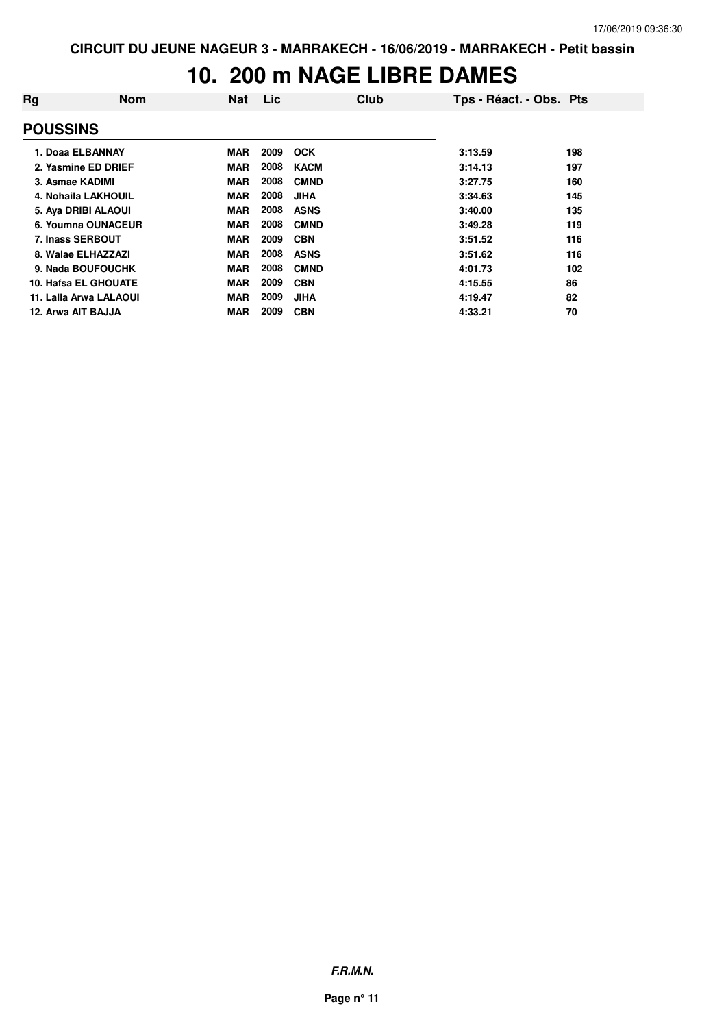# 10. 200 m NAGE LIBRE DAMES

| Rg | Nom | Nat | Lic | Club | Tps - Réact. - Obs. | Pts |
|---|---|---|---|---|---|---|
| **POUSSINS** | | | | | | |
| 1. | Doaa ELBANNAY | MAR | 2009 | OCK | 3:13.59 | 198 |
| 2. | Yasmine ED DRIEF | MAR | 2008 | KACM | 3:14.13 | 197 |
| 3. | Asmae KADIMI | MAR | 2008 | CMND | 3:27.75 | 160 |
| 4. | Nohaila LAKHOUIL | MAR | 2008 | JIHA | 3:34.63 | 145 |
| 5. | Aya DRIBI ALAOUI | MAR | 2008 | ASNS | 3:40.00 | 135 |
| 6. | Youmna OUNACEUR | MAR | 2008 | CMND | 3:49.28 | 119 |
| 7. | Inass SERBOUT | MAR | 2009 | CBN | 3:51.52 | 116 |
| 8. | Walae ELHAZZAZI | MAR | 2008 | ASNS | 3:51.62 | 116 |
| 9. | Nada BOUFOUCHK | MAR | 2008 | CMND | 4:01.73 | 102 |
| 10. | Hafsa EL GHOUATE | MAR | 2009 | CBN | 4:15.55 | 86 |
| 11. | Lalla Arwa LALAOUI | MAR | 2009 | JIHA | 4:19.47 | 82 |
| 12. | Arwa AIT BAJJA | MAR | 2009 | CBN | 4:33.21 | 70 |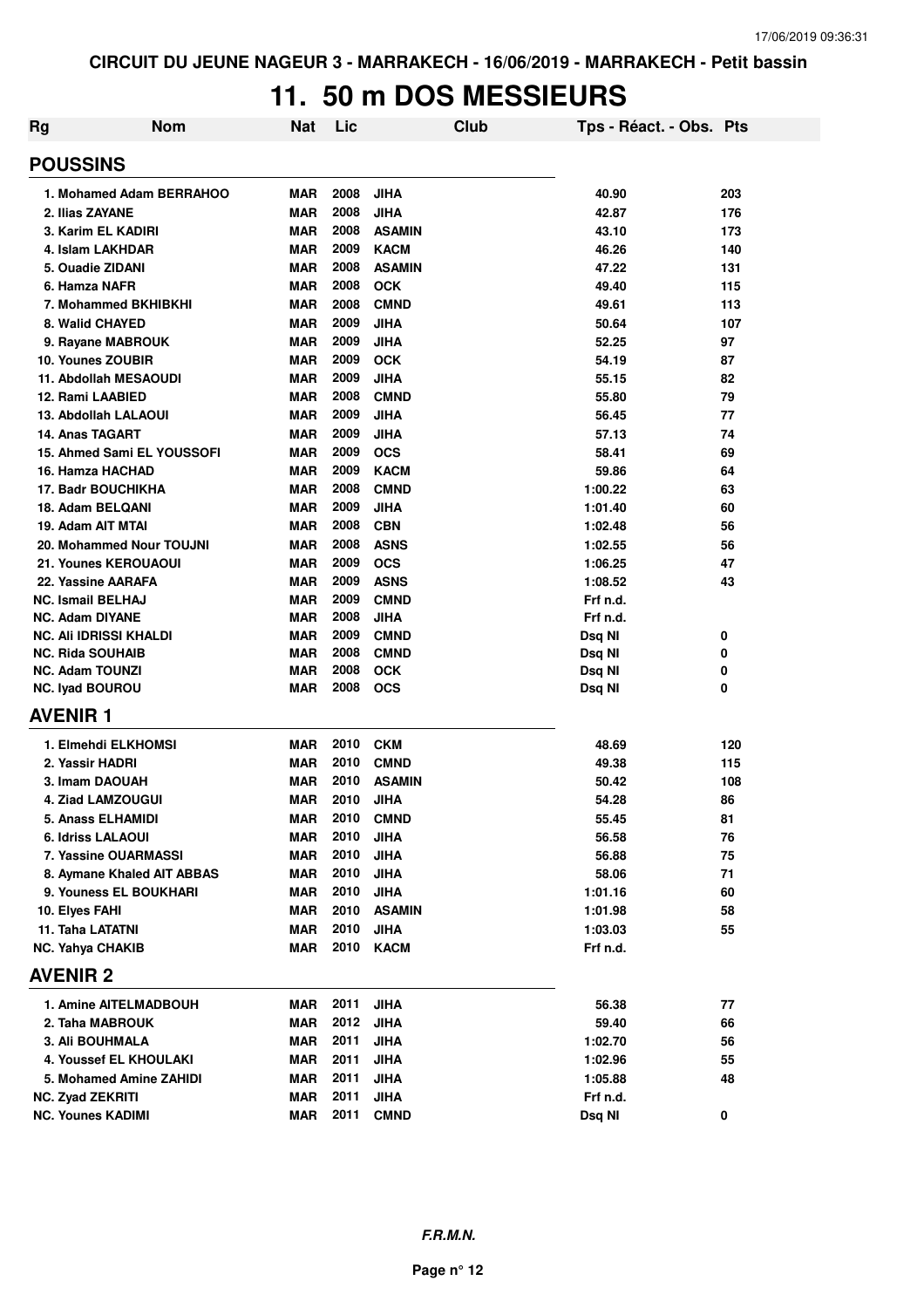CIRCUIT DU JEUNE NAGEUR 3 - MARRAKECH - 16/06/2019 - MARRAKECH - Petit bassin

# 11. 50 m DOS MESSIEURS

| Rg | Nom | Nat | Lic | Club | Tps - Réact. - Obs. | Pts |
|---|---|---|---|---|---|---|

## POUSSINS

| Rg | Nom | Nat | Lic | Club | Tps - Réact. - Obs. | Pts |
|---|---|---|---|---|---|---|
| 1. | Mohamed Adam BERRAHOO | MAR | 2008 | JIHA | 40.90 | 203 |
| 2. | Ilias ZAYANE | MAR | 2008 | JIHA | 42.87 | 176 |
| 3. | Karim EL KADIRI | MAR | 2008 | ASAMIN | 43.10 | 173 |
| 4. | Islam LAKHDAR | MAR | 2009 | KACM | 46.26 | 140 |
| 5. | Ouadie ZIDANI | MAR | 2008 | ASAMIN | 47.22 | 131 |
| 6. | Hamza NAFR | MAR | 2008 | OCK | 49.40 | 115 |
| 7. | Mohammed BKHIBKHI | MAR | 2008 | CMND | 49.61 | 113 |
| 8. | Walid CHAYED | MAR | 2009 | JIHA | 50.64 | 107 |
| 9. | Rayane MABROUK | MAR | 2009 | JIHA | 52.25 | 97 |
| 10. | Younes ZOUBIR | MAR | 2009 | OCK | 54.19 | 87 |
| 11. | Abdollah MESAOUDI | MAR | 2009 | JIHA | 55.15 | 82 |
| 12. | Rami LAABIED | MAR | 2008 | CMND | 55.80 | 79 |
| 13. | Abdollah LALAOUI | MAR | 2009 | JIHA | 56.45 | 77 |
| 14. | Anas TAGART | MAR | 2009 | JIHA | 57.13 | 74 |
| 15. | Ahmed Sami EL YOUSSOFI | MAR | 2009 | OCS | 58.41 | 69 |
| 16. | Hamza HACHAD | MAR | 2009 | KACM | 59.86 | 64 |
| 17. | Badr BOUCHIKHA | MAR | 2008 | CMND | 1:00.22 | 63 |
| 18. | Adam BELQANI | MAR | 2009 | JIHA | 1:01.40 | 60 |
| 19. | Adam AIT MTAI | MAR | 2008 | CBN | 1:02.48 | 56 |
| 20. | Mohammed Nour TOUJNI | MAR | 2008 | ASNS | 1:02.55 | 56 |
| 21. | Younes KEROUAOUI | MAR | 2009 | OCS | 1:06.25 | 47 |
| 22. | Yassine AARAFA | MAR | 2009 | ASNS | 1:08.52 | 43 |
| NC. | Ismail BELHAJ | MAR | 2009 | CMND | Frf n.d. | |
| NC. | Adam DIYANE | MAR | 2008 | JIHA | Frf n.d. | |
| NC. | Ali IDRISSI KHALDI | MAR | 2009 | CMND | Dsq NI | 0 |
| NC. | Rida SOUHAIB | MAR | 2008 | CMND | Dsq NI | 0 |
| NC. | Adam TOUNZI | MAR | 2008 | OCK | Dsq NI | 0 |
| NC. | Iyad BOUROU | MAR | 2008 | OCS | Dsq NI | 0 |

## AVENIR 1

| Rg | Nom | Nat | Lic | Club | Tps - Réact. - Obs. | Pts |
|---|---|---|---|---|---|---|
| 1. | Elmehdi ELKHOMSI | MAR | 2010 | CKM | 48.69 | 120 |
| 2. | Yassir HADRI | MAR | 2010 | CMND | 49.38 | 115 |
| 3. | Imam DAOUAH | MAR | 2010 | ASAMIN | 50.42 | 108 |
| 4. | Ziad LAMZOUGUI | MAR | 2010 | JIHA | 54.28 | 86 |
| 5. | Anass ELHAMIDI | MAR | 2010 | CMND | 55.45 | 81 |
| 6. | Idriss LALAOUI | MAR | 2010 | JIHA | 56.58 | 76 |
| 7. | Yassine OUARMASSI | MAR | 2010 | JIHA | 56.88 | 75 |
| 8. | Aymane Khaled AIT ABBAS | MAR | 2010 | JIHA | 58.06 | 71 |
| 9. | Youness EL BOUKHARI | MAR | 2010 | JIHA | 1:01.16 | 60 |
| 10. | Elyes FAHI | MAR | 2010 | ASAMIN | 1:01.98 | 58 |
| 11. | Taha LATATNI | MAR | 2010 | JIHA | 1:03.03 | 55 |
| NC. | Yahya CHAKIB | MAR | 2010 | KACM | Frf n.d. | |

## AVENIR 2

| Rg | Nom | Nat | Lic | Club | Tps - Réact. - Obs. | Pts |
|---|---|---|---|---|---|---|
| 1. | Amine AITELMADBOUH | MAR | 2011 | JIHA | 56.38 | 77 |
| 2. | Taha MABROUK | MAR | 2012 | JIHA | 59.40 | 66 |
| 3. | Ali BOUHMALA | MAR | 2011 | JIHA | 1:02.70 | 56 |
| 4. | Youssef EL KHOULAKI | MAR | 2011 | JIHA | 1:02.96 | 55 |
| 5. | Mohamed Amine ZAHIDI | MAR | 2011 | JIHA | 1:05.88 | 48 |
| NC. | Zyad ZEKRITI | MAR | 2011 | JIHA | Frf n.d. | |
| NC. | Younes KADIMI | MAR | 2011 | CMND | Dsq NI | 0 |

*F.R.M.N.*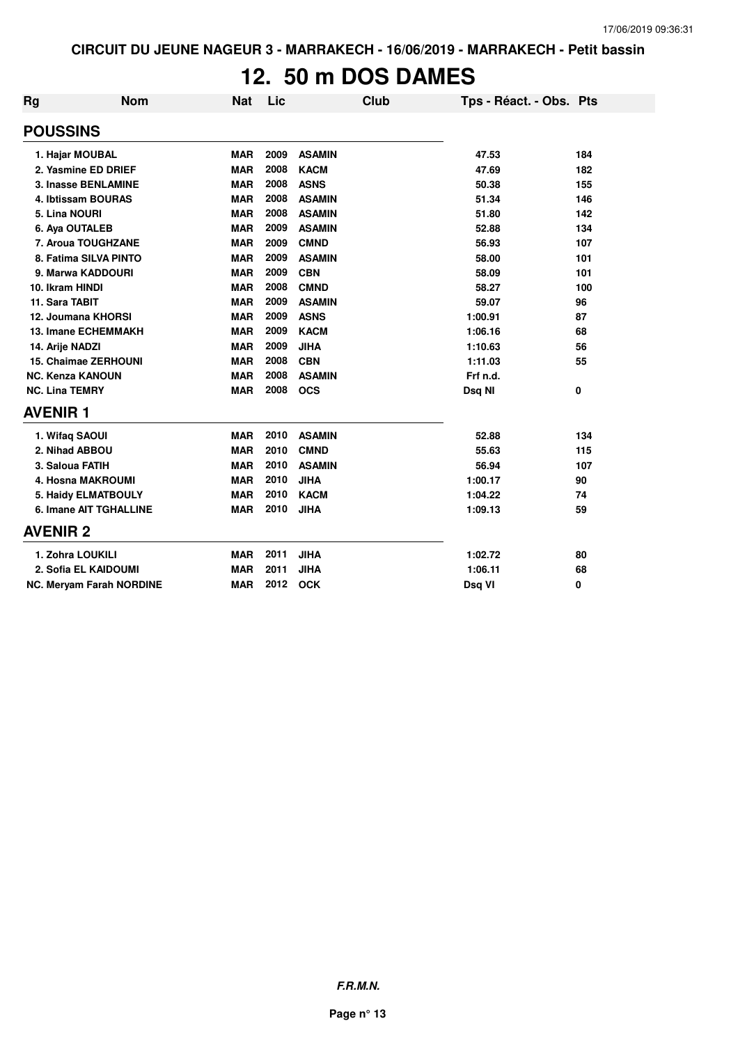# 12. 50 m DOS DAMES

| Rg | Nom | Nat | Lic | Club | Tps - Réact. - Obs. | Pts |
|---|---|---|---|---|---|---|
| **POUSSINS** | | | | | | |
| 1. Hajar MOUBAL | | MAR | 2009 | ASAMIN | 47.53 | 184 |
| 2. Yasmine ED DRIEF | | MAR | 2008 | KACM | 47.69 | 182 |
| 3. Inasse BENLAMINE | | MAR | 2008 | ASNS | 50.38 | 155 |
| 4. Ibtissam BOURAS | | MAR | 2008 | ASAMIN | 51.34 | 146 |
| 5. Lina NOURI | | MAR | 2008 | ASAMIN | 51.80 | 142 |
| 6. Aya OUTALEB | | MAR | 2009 | ASAMIN | 52.88 | 134 |
| 7. Aroua TOUGHZANE | | MAR | 2009 | CMND | 56.93 | 107 |
| 8. Fatima SILVA PINTO | | MAR | 2009 | ASAMIN | 58.00 | 101 |
| 9. Marwa KADDOURI | | MAR | 2009 | CBN | 58.09 | 101 |
| 10. Ikram HINDI | | MAR | 2008 | CMND | 58.27 | 100 |
| 11. Sara TABIT | | MAR | 2009 | ASAMIN | 59.07 | 96 |
| 12. Joumana KHORSI | | MAR | 2009 | ASNS | 1:00.91 | 87 |
| 13. Imane ECHEMMAKH | | MAR | 2009 | KACM | 1:06.16 | 68 |
| 14. Arije NADZI | | MAR | 2009 | JIHA | 1:10.63 | 56 |
| 15. Chaimae ZERHOUNI | | MAR | 2008 | CBN | 1:11.03 | 55 |
| NC. Kenza KANOUN | | MAR | 2008 | ASAMIN | Frf n.d. | |
| NC. Lina TEMRY | | MAR | 2008 | OCS | Dsq NI | 0 |
| **AVENIR 1** | | | | | | |
| 1. Wifaq SAOUI | | MAR | 2010 | ASAMIN | 52.88 | 134 |
| 2. Nihad ABBOU | | MAR | 2010 | CMND | 55.63 | 115 |
| 3. Saloua FATIH | | MAR | 2010 | ASAMIN | 56.94 | 107 |
| 4. Hosna MAKROUMI | | MAR | 2010 | JIHA | 1:00.17 | 90 |
| 5. Haidy ELMATBOULY | | MAR | 2010 | KACM | 1:04.22 | 74 |
| 6. Imane AIT TGHALLINE | | MAR | 2010 | JIHA | 1:09.13 | 59 |
| **AVENIR 2** | | | | | | |
| 1. Zohra LOUKILI | | MAR | 2011 | JIHA | 1:02.72 | 80 |
| 2. Sofia EL KAIDOUMI | | MAR | 2011 | JIHA | 1:06.11 | 68 |
| NC. Meryam Farah NORDINE | | MAR | 2012 | OCK | Dsq VI | 0 |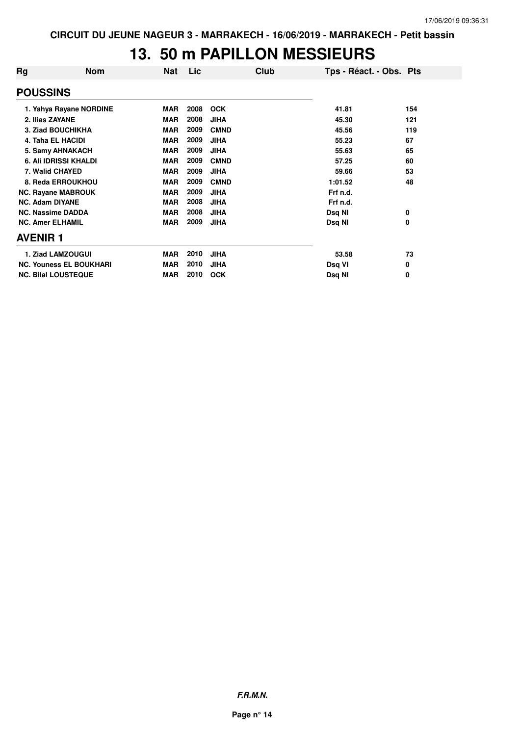CIRCUIT DU JEUNE NAGEUR 3 - MARRAKECH - 16/06/2019 - MARRAKECH - Petit bassin

# 13. 50 m PAPILLON MESSIEURS

| Rg | Nom | Nat | Lic | Club | Tps - Réact. - Obs. | Pts |
|---|---|---|---|---|---|---|
| **POUSSINS** | | | | | | |
| 1. | Yahya Rayane NORDINE | MAR | 2008 | OCK | 41.81 | 154 |
| 2. | Ilias ZAYANE | MAR | 2008 | JIHA | 45.30 | 121 |
| 3. | Ziad BOUCHIKHA | MAR | 2009 | CMND | 45.56 | 119 |
| 4. | Taha EL HACIDI | MAR | 2009 | JIHA | 55.23 | 67 |
| 5. | Samy AHNAKACH | MAR | 2009 | JIHA | 55.63 | 65 |
| 6. | Ali IDRISSI KHALDI | MAR | 2009 | CMND | 57.25 | 60 |
| 7. | Walid CHAYED | MAR | 2009 | JIHA | 59.66 | 53 |
| 8. | Reda ERROUKHOU | MAR | 2009 | CMND | 1:01.52 | 48 |
| NC. | Rayane MABROUK | MAR | 2009 | JIHA | Frf n.d. | |
| NC. | Adam DIYANE | MAR | 2008 | JIHA | Frf n.d. | |
| NC. | Nassime DADDA | MAR | 2008 | JIHA | Dsq NI | 0 |
| NC. | Amer ELHAMIL | MAR | 2009 | JIHA | Dsq NI | 0 |
| **AVENIR 1** | | | | | | |
| 1. | Ziad LAMZOUGUI | MAR | 2010 | JIHA | 53.58 | 73 |
| NC. | Youness EL BOUKHARI | MAR | 2010 | JIHA | Dsq VI | 0 |
| NC. | Bilal LOUSTEQUE | MAR | 2010 | OCK | Dsq NI | 0 |

***F.R.M.N.***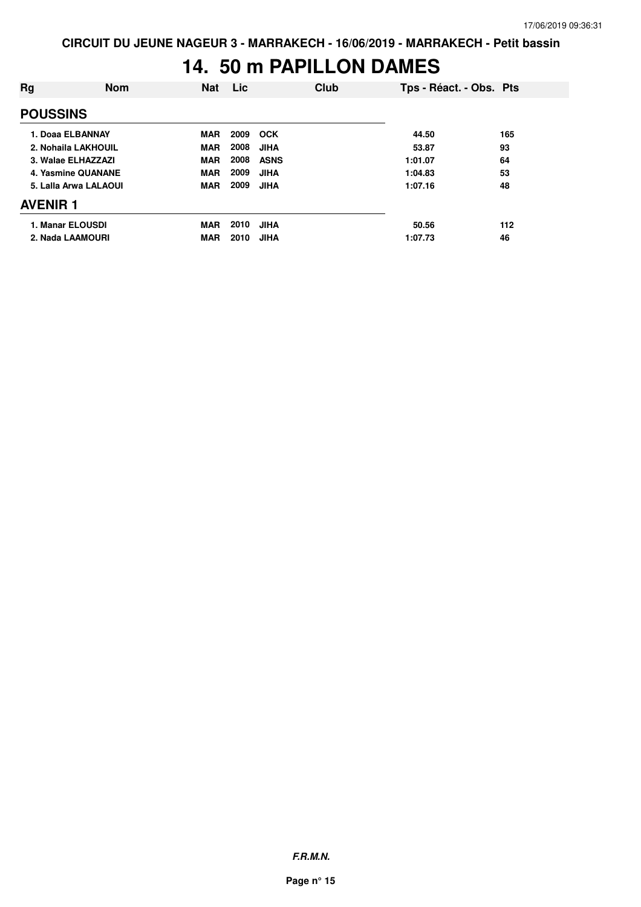# 14. 50 m PAPILLON DAMES

| Rg | Nom | Nat | Lic | Club | Tps - Réact. - Obs. | Pts |
|---|---|---|---|---|---|---|
| **POUSSINS** | | | | | | |
| 1. Doaa ELBANNAY | | MAR | 2009 | OCK | 44.50 | 165 |
| 2. Nohaila LAKHOUIL | | MAR | 2008 | JIHA | 53.87 | 93 |
| 3. Walae ELHAZZAZI | | MAR | 2008 | ASNS | 1:01.07 | 64 |
| 4. Yasmine QUANANE | | MAR | 2009 | JIHA | 1:04.83 | 53 |
| 5. Lalla Arwa LALAOUI | | MAR | 2009 | JIHA | 1:07.16 | 48 |
| **AVENIR 1** | | | | | | |
| 1. Manar ELOUSDI | | MAR | 2010 | JIHA | 50.56 | 112 |
| 2. Nada LAAMOURI | | MAR | 2010 | JIHA | 1:07.73 | 46 |

***F.R.M.N.***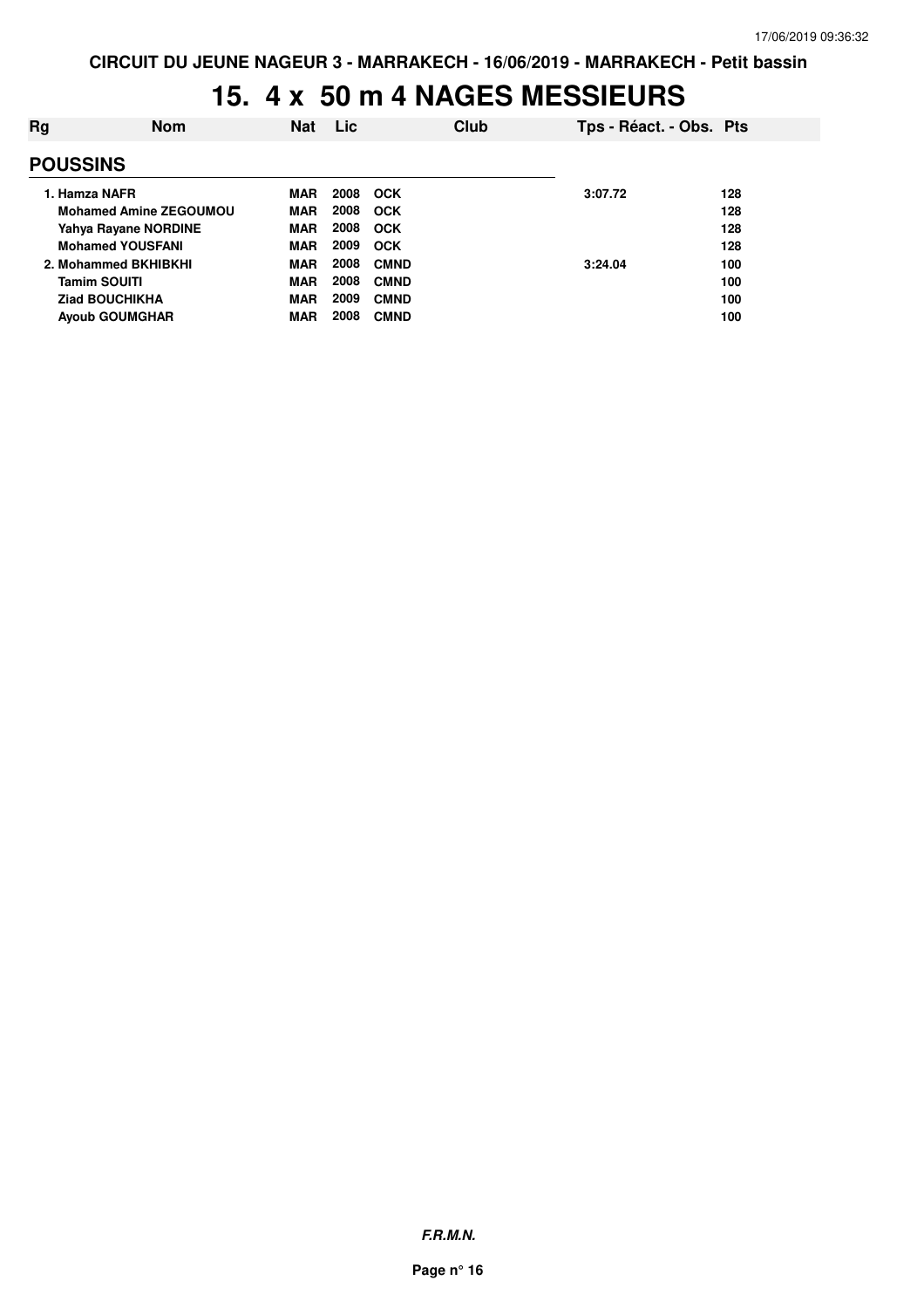CIRCUIT DU JEUNE NAGEUR 3 - MARRAKECH - 16/06/2019 - MARRAKECH - Petit bassin

# 15. 4 x 50 m 4 NAGES MESSIEURS

| Rg | Nom | Nat | Lic | Club | Tps - Réact. - Obs. | Pts |
|---|---|---|---|---|---|---|
| **POUSSINS** | | | | | | |
| 1. | Hamza NAFR | MAR | 2008 | OCK | 3:07.72 | 128 |
| | Mohamed Amine ZEGOUMOU | MAR | 2008 | OCK | | 128 |
| | Yahya Rayane NORDINE | MAR | 2008 | OCK | | 128 |
| | Mohamed YOUSFANI | MAR | 2009 | OCK | | 128 |
| 2. | Mohammed BKHIBKHI | MAR | 2008 | CMND | 3:24.04 | 100 |
| | Tamim SOUITI | MAR | 2008 | CMND | | 100 |
| | Ziad BOUCHIKHA | MAR | 2009 | CMND | | 100 |
| | Ayoub GOUMGHAR | MAR | 2008 | CMND | | 100 |

*F.R.M.N.*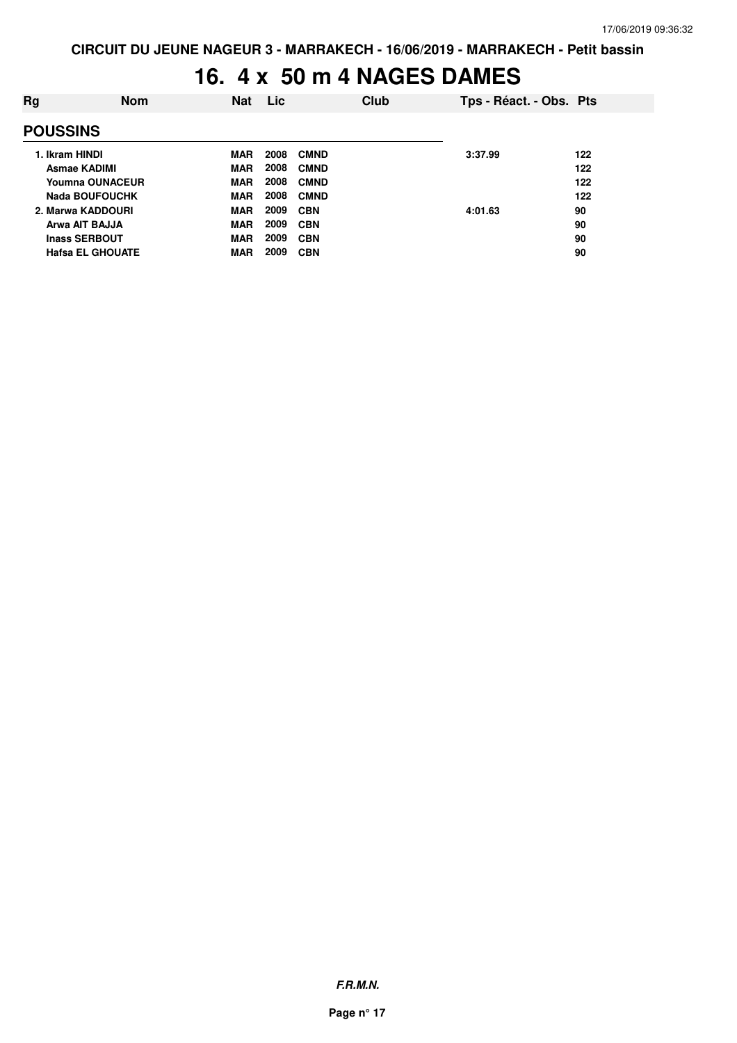# 16. 4 x 50 m 4 NAGES DAMES

| Rg | Nom | Nat | Lic | Club | Tps - Réact. - Obs. | Pts |
|---|---|---|---|---|---|---|
| **POUSSINS** | | | | | | |
| 1. | Ikram HINDI | MAR | 2008 | CMND | 3:37.99 | 122 |
| | Asmae KADIMI | MAR | 2008 | CMND | | 122 |
| | Youmna OUNACEUR | MAR | 2008 | CMND | | 122 |
| | Nada BOUFOUCHK | MAR | 2008 | CMND | | 122 |
| 2. | Marwa KADDOURI | MAR | 2009 | CBN | 4:01.63 | 90 |
| | Arwa AIT BAJJA | MAR | 2009 | CBN | | 90 |
| | Inass SERBOUT | MAR | 2009 | CBN | | 90 |
| | Hafsa EL GHOUATE | MAR | 2009 | CBN | | 90 |